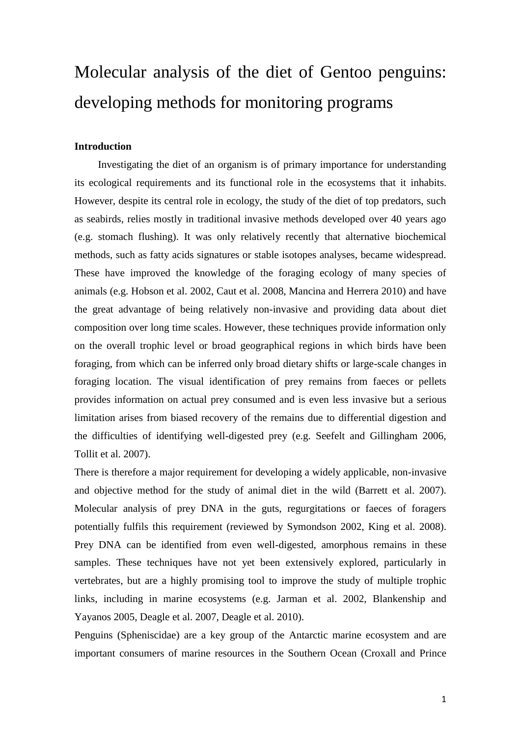# Molecular analysis of the diet of Gentoo penguins: developing methods for monitoring programs

### Introduction

Investigating the diet of an organism is of primary importance for understanding its ecological requirements and its functional role in the ecosystems that it inhabits. However, despite its central role in ecology, the study of the diet of top predators, such as seabirds, relies mostly in traditional invasive methods developed over 40 years ago (e.g. stomach flushing). It was only relatively recently that alternative biochemical methods, such as fatty acids signatures or stable isotopes analyses, became widespread. These have improved the knowledge of the foraging ecology of many species of animals (e.g. Hobson et al. 2002, Caut et al. 2008, Mancina and Herrera 2010) and have the great advantage of being relatively non-invasive and providing data about diet composition over long time scales. However, these techniques provide information only on the overall trophic level or broad geographical regions in which birds have been foraging, from which can be inferred only broad dietary shifts or large-scale changes in foraging location. The visual identification of prey remains from faeces or pellets provides information on actual prey consumed and is even less invasive but a serious limitation arises from biased recovery of the remains due to differential digestion and the difficulties of identifying well-digested prey (e.g. Seefelt and Gillingham 2006, Tollit et al. 2007).

There is therefore a major requirement for developing a widely applicable, non-invasive and objective method for the study of animal diet in the wild (Barrett et al. 2007). Molecular analysis of prey DNA in the guts, regurgitations or faeces of foragers potentially fulfils this requirement (reviewed by Symondson 2002, King et al. 2008). Prey DNA can be identified from even well-digested, amorphous remains in these samples. These techniques have not yet been extensively explored, particularly in vertebrates, but are a highly promising tool to improve the study of multiple trophic links, including in marine ecosystems (e.g. Jarman et al. 2002, Blankenship and Yayanos 2005, Deagle et al. 2007, Deagle et al. 2010).

Penguins (Spheniscidae) are a key group of the Antarctic marine ecosystem and are important consumers of marine resources in the Southern Ocean (Croxall and Prince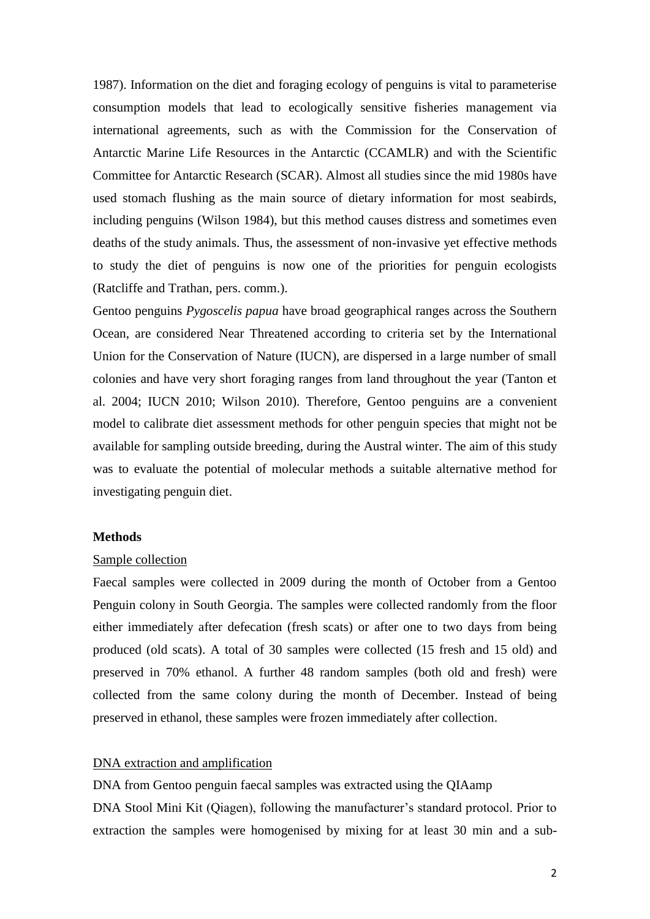1987). Information on the diet and foraging ecology of penguins is vital to parameterise consumption models that lead to ecologically sensitive fisheries management via international agreements, such as with the Commission for the Conservation of Antarctic Marine Life Resources in the Antarctic (CCAMLR) and with the Scientific Committee for Antarctic Research (SCAR). Almost all studies since the mid 1980s have used stomach flushing as the main source of dietary information for most seabirds, including penguins (Wilson 1984), but this method causes distress and sometimes even deaths of the study animals. Thus, the assessment of non-invasive yet effective methods to study the diet of penguins is now one of the priorities for penguin ecologists (Ratcliffe and Trathan, pers. comm.).

Gentoo penguins *Pygoscelis papua* have broad geographical ranges across the Southern Ocean, are considered Near Threatened according to criteria set by the International Union for the Conservation of Nature (IUCN), are dispersed in a large number of small colonies and have very short foraging ranges from land throughout the year (Tanton et al. 2004; IUCN 2010; Wilson 2010). Therefore, Gentoo penguins are a convenient model to calibrate diet assessment methods for other penguin species that might not be available for sampling outside breeding, during the Austral winter. The aim of this study was to evaluate the potential of molecular methods a suitable alternative method for investigating penguin diet.

## Methods

### Sample collection

Faecal samples were collected in 2009 during the month of October from a Gentoo Penguin colony in South Georgia. The samples were collected randomly from the floor either immediately after defecation (fresh scats) or after one to two days from being produced (old scats). A total of 30 samples were collected (15 fresh and 15 old) and preserved in 70% ethanol. A further 48 random samples (both old and fresh) were collected from the same colony during the month of December. Instead of being preserved in ethanol, these samples were frozen immediately after collection.

### DNA extraction and amplification

DNA from Gentoo penguin faecal samples was extracted using the QIAamp DNA Stool Mini Kit (Qiagen), following the manufacturer's standard protocol. Prior to extraction the samples were homogenised by mixing for at least 30 min and a sub-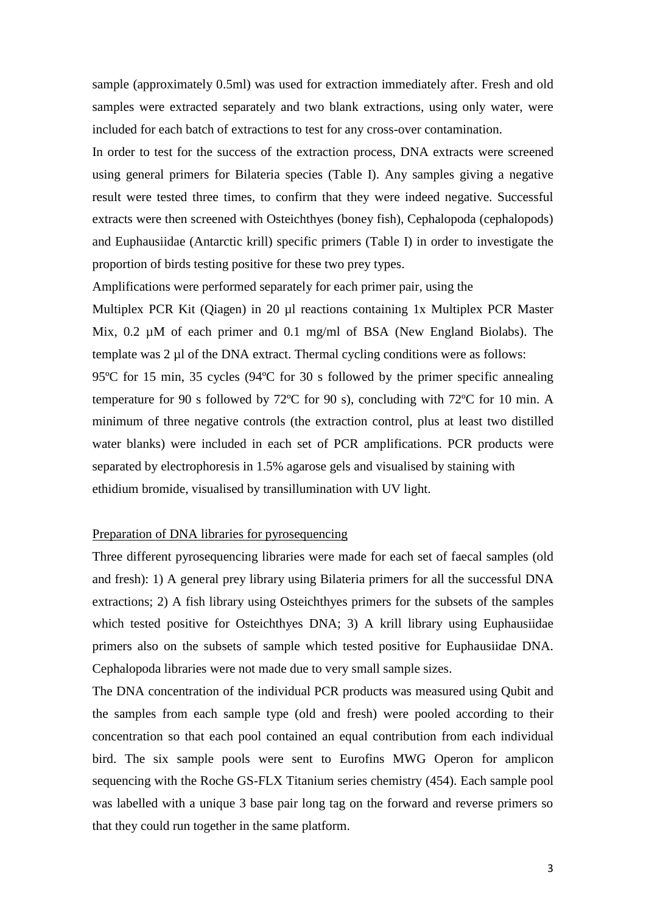sample (approximately 0.5ml) was used for extraction immediately after. Fresh and old samples were extracted separately and two blank extractions, using only water, were included for each batch of extractions to test for any cross-over contamination.

In order to test for the success of the extraction process, DNA extracts were screened using general primers for Bilateria species (Table I). Any samples giving a negative result were tested three times, to confirm that they were indeed negative. Successful extracts were then screened with Osteichthyes (boney fish), Cephalopoda (cephalopods) and Euphausiidae (Antarctic krill) specific primers (Table I) in order to investigate the proportion of birds testing positive for these two prey types.

Amplifications were performed separately for each primer pair, using the Multiplex PCR Kit (Qiagen) in 20 µl reactions containing 1x Multiplex PCR Master Mix, 0.2 µM of each primer and 0.1 mg/ml of BSA (New England Biolabs). The template was 2 µl of the DNA extract. Thermal cycling conditions were as follows: 95ºC for 15 min, 35 cycles (94ºC for 30 s followed by the primer specific annealing temperature for 90 s followed by 72ºC for 90 s), concluding with 72ºC for 10 min. A minimum of three negative controls (the extraction control, plus at least two distilled water blanks) were included in each set of PCR amplifications. PCR products were separated by electrophoresis in 1.5% agarose gels and visualised by staining with ethidium bromide, visualised by transillumination with UV light.

<u>Preparation of DNA libraries for pyrosequencing</u>

Three different pyrosequencing libraries were made for each set of faecal samples (old and fresh): 1) A general prey library using Bilateria primers for all the successful DNA extractions; 2) A fish library using Osteichthyes primers for the subsets of the samples which tested positive for Osteichthyes DNA; 3) A krill library using Euphausiidae primers also on the subsets of sample which tested positive for Euphausiidae DNA. Cephalopoda libraries were not made due to very small sample sizes.

The DNA concentration of the individual PCR products was measured using Qubit and the samples from each sample type (old and fresh) were pooled according to their concentration so that each pool contained an equal contribution from each individual bird. The six sample pools were sent to Eurofins MWG Operon for amplicon sequencing with the Roche GS-FLX Titanium series chemistry (454). Each sample pool was labelled with a unique 3 base pair long tag on the forward and reverse primers so that they could run together in the same platform.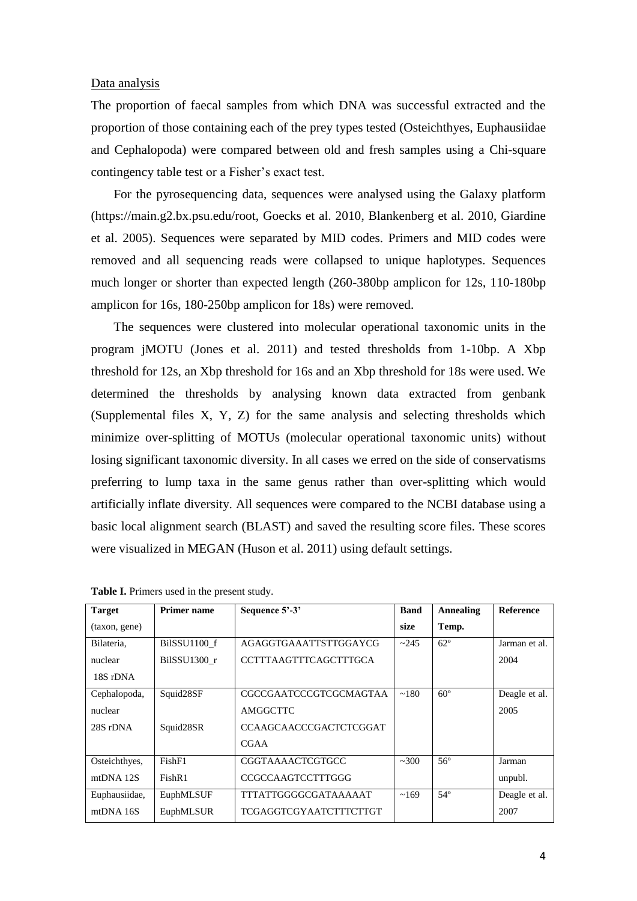Data analysis

The proportion of faecal samples from which DNA was successful extracted and the proportion of those containing each of the prey types tested (Osteichthyes, Euphausiidae and Cephalopoda) were compared between old and fresh samples using a Chi-square contingency table test or a Fisher's exact test.

For the pyrosequencing data, sequences were analysed using the Galaxy platform (https://main.g2.bx.psu.edu/root, Goecks et al. 2010, Blankenberg et al. 2010, Giardine et al. 2005). Sequences were separated by MID codes. Primers and MID codes were removed and all sequencing reads were collapsed to unique haplotypes. Sequences much longer or shorter than expected length (260-380bp amplicon for 12s, 110-180bp amplicon for 16s, 180-250bp amplicon for 18s) were removed.

The sequences were clustered into molecular operational taxonomic units in the program jMOTU (Jones et al. 2011) and tested thresholds from 1-10bp. A Xbp threshold for 12s, an Xbp threshold for 16s and an Xbp threshold for 18s were used. We determined the thresholds by analysing known data extracted from genbank (Supplemental files X, Y, Z) for the same analysis and selecting thresholds which minimize over-splitting of MOTUs (molecular operational taxonomic units) without losing significant taxonomic diversity. In all cases we erred on the side of conservatisms preferring to lump taxa in the same genus rather than over-splitting which would artificially inflate diversity. All sequences were compared to the NCBI database using a basic local alignment search (BLAST) and saved the resulting score files. These scores were visualized in MEGAN (Huson et al. 2011) using default settings.

**Table I.** Primers used in the present study.

| Target (taxon, gene) | Primer name | Sequence 5'-3' | Band size | Annealing Temp. | Reference |
|---|---|---|---|---|---|
| Bilateria, nuclear 18S rDNA | BilSSU1100_f<br>BilSSU1300_r | AGAGGTGAAATTSTTGGAYCG<br>CCTTTAAGTTTCAGCTTTGCA | ~245 | 62º | Jarman et al. 2004 |
| Cephalopoda, nuclear 28S rDNA | Squid28SF<br>Squid28SR | CGCCGAATCCCGTCGCMAGTAAAMGGCTTC<br>CCAAGCAACCCGACTCTCGGATCGAA | ~180 | 60º | Deagle et al. 2005 |
| Osteichthyes, mtDNA 12S | FishF1<br>FishR1 | CGGTAAAACTCGTGCC<br>CCGCCAAGTCCTTTGGG | ~300 | 56º | Jarman unpubl. |
| Euphausiidae, mtDNA 16S | EuphMLSUF<br>EuphMLSUR | TTTATTGGGGCGATAAAAAT<br>TCGAGGTCGYAATCTTTCTTGT | ~169 | 54º | Deagle et al. 2007 |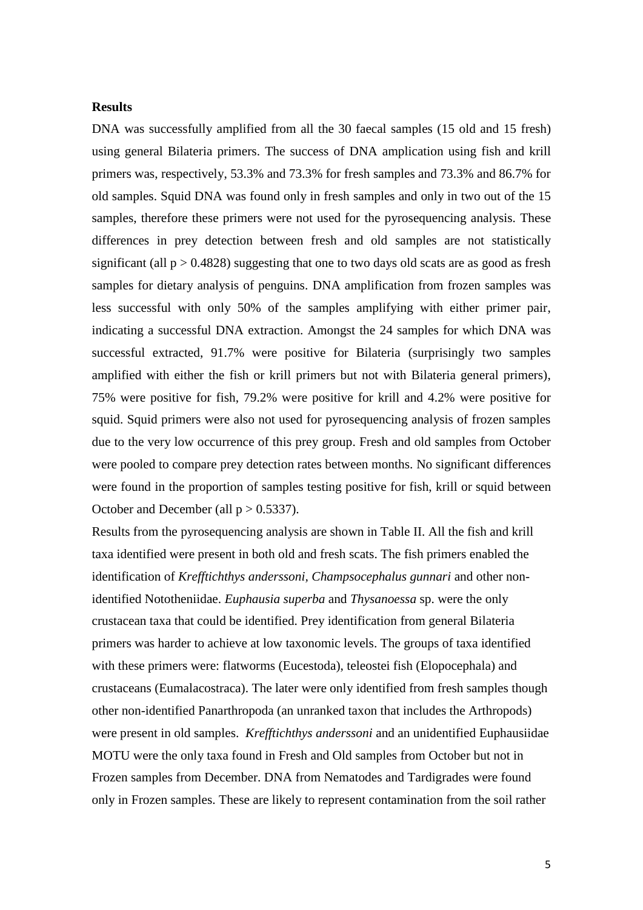**Results**

DNA was successfully amplified from all the 30 faecal samples (15 old and 15 fresh) using general Bilateria primers. The success of DNA amplication using fish and krill primers was, respectively, 53.3% and 73.3% for fresh samples and 73.3% and 86.7% for old samples. Squid DNA was found only in fresh samples and only in two out of the 15 samples, therefore these primers were not used for the pyrosequencing analysis. These differences in prey detection between fresh and old samples are not statistically significant (all $p > 0.4828$) suggesting that one to two days old scats are as good as fresh samples for dietary analysis of penguins. DNA amplification from frozen samples was less successful with only 50% of the samples amplifying with either primer pair, indicating a successful DNA extraction. Amongst the 24 samples for which DNA was successful extracted, 91.7% were positive for Bilateria (surprisingly two samples amplified with either the fish or krill primers but not with Bilateria general primers), 75% were positive for fish, 79.2% were positive for krill and 4.2% were positive for squid. Squid primers were also not used for pyrosequencing analysis of frozen samples due to the very low occurrence of this prey group. Fresh and old samples from October were pooled to compare prey detection rates between months. No significant differences were found in the proportion of samples testing positive for fish, krill or squid between October and December (all $p > 0.5337$).

Results from the pyrosequencing analysis are shown in Table II. All the fish and krill taxa identified were present in both old and fresh scats. The fish primers enabled the identification of *Krefftichthys anderssoni*, *Champsocephalus gunnari* and other non-identified Nototheniidae. *Euphausia superba* and *Thysanoessa* sp. were the only crustacean taxa that could be identified. Prey identification from general Bilateria primers was harder to achieve at low taxonomic levels. The groups of taxa identified with these primers were: flatworms (Eucestoda), teleostei fish (Elopocephala) and crustaceans (Eumalacostraca). The later were only identified from fresh samples though other non-identified Panarthropoda (an unranked taxon that includes the Arthropods) were present in old samples. *Krefftichthys anderssoni* and an unidentified Euphausiidae MOTU were the only taxa found in Fresh and Old samples from October but not in Frozen samples from December. DNA from Nematodes and Tardigrades were found only in Frozen samples. These are likely to represent contamination from the soil rather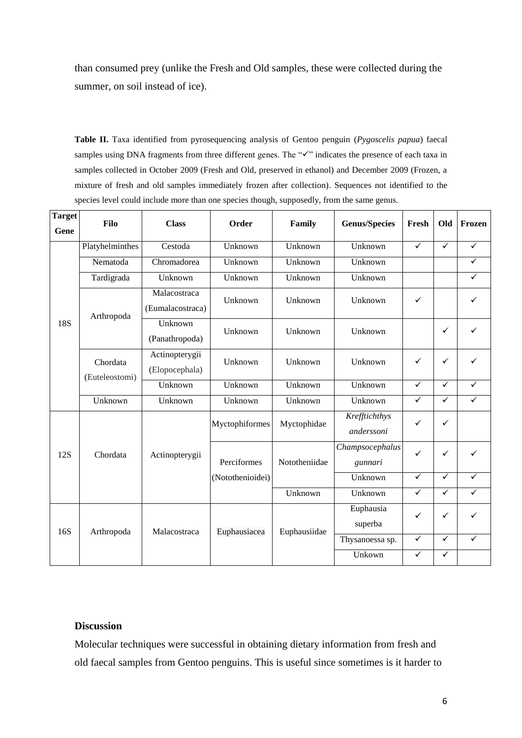than consumed prey (unlike the Fresh and Old samples, these were collected during the summer, on soil instead of ice).

**Table II.** Taxa identified from pyrosequencing analysis of Gentoo penguin (*Pygoscelis papua*) faecal samples using DNA fragments from three different genes. The "✓" indicates the presence of each taxa in samples collected in October 2009 (Fresh and Old, preserved in ethanol) and December 2009 (Frozen, a mixture of fresh and old samples immediately frozen after collection). Sequences not identified to the species level could include more than one species though, supposedly, from the same genus.

| Target Gene | Filo | Class | Order | Family | Genus/Species | Fresh | Old | Frozen |
|---|---|---|---|---|---|---|---|---|
| 18S | Platyhelminthes | Cestoda | Unknown | Unknown | Unknown | ✓ | ✓ | ✓ |
| | Nematoda | Chromadorea | Unknown | Unknown | Unknown | | | ✓ |
| | Tardigrada | Unknown | Unknown | Unknown | Unknown | | | ✓ |
| | Arthropoda | Malacostraca (Eumalacostraca) | Unknown | Unknown | Unknown | ✓ | | ✓ |
| | | Unknown (Panathropoda) | Unknown | Unknown | Unknown | | ✓ | ✓ |
| | Chordata (Euteleostomi) | Actinopterygii (Elopocephala) | Unknown | Unknown | Unknown | ✓ | ✓ | ✓ |
| | | Unknown | Unknown | Unknown | Unknown | ✓ | ✓ | ✓ |
| | Unknown | Unknown | Unknown | Unknown | Unknown | ✓ | ✓ | ✓ |
| 12S | Chordata | Actinopterygii | Myctophiformes | Myctophidae | *Krefftichthys anderssoni* | ✓ | ✓ | |
| | | | Perciformes (Notothenioidei) | Nototheniidae | *Champsocephalus gunnari* | ✓ | ✓ | ✓ |
| | | | | | Unknown | ✓ | ✓ | ✓ |
| | | | | Unknown | Unknown | ✓ | ✓ | ✓ |
| 16S | Arthropoda | Malacostraca | Euphausiacea | Euphausiidae | Euphausia superba | ✓ | ✓ | ✓ |
| | | | | | Thysanoessa sp. | ✓ | ✓ | ✓ |
| | | | | | Unkown | ✓ | ✓ | |

### Discussion

Molecular techniques were successful in obtaining dietary information from fresh and old faecal samples from Gentoo penguins. This is useful since sometimes is it harder to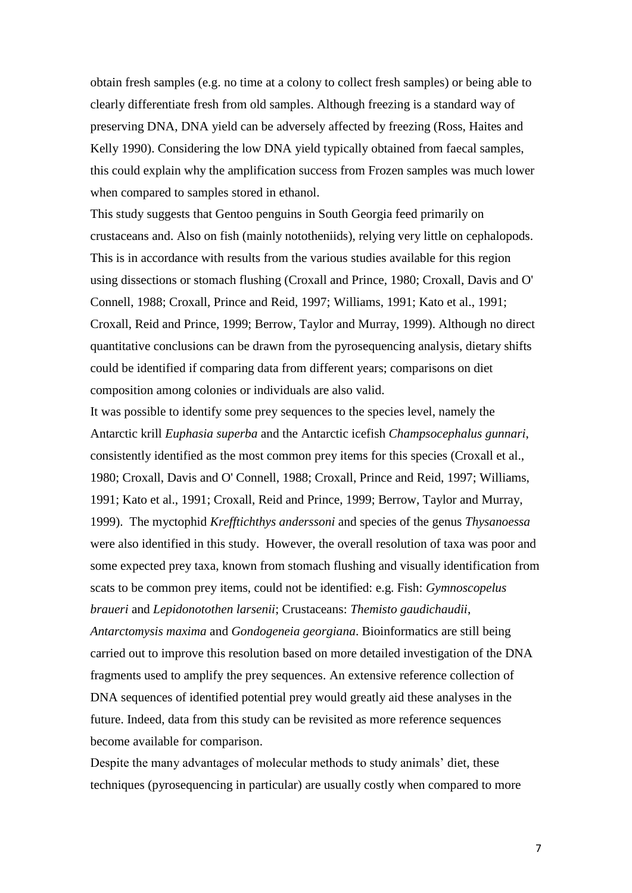obtain fresh samples (e.g. no time at a colony to collect fresh samples) or being able to clearly differentiate fresh from old samples. Although freezing is a standard way of preserving DNA, DNA yield can be adversely affected by freezing (Ross, Haites and Kelly 1990). Considering the low DNA yield typically obtained from faecal samples, this could explain why the amplification success from Frozen samples was much lower when compared to samples stored in ethanol.

This study suggests that Gentoo penguins in South Georgia feed primarily on crustaceans and. Also on fish (mainly nototheniids), relying very little on cephalopods. This is in accordance with results from the various studies available for this region using dissections or stomach flushing (Croxall and Prince, 1980; Croxall, Davis and O' Connell, 1988; Croxall, Prince and Reid, 1997; Williams, 1991; Kato et al., 1991; Croxall, Reid and Prince, 1999; Berrow, Taylor and Murray, 1999). Although no direct quantitative conclusions can be drawn from the pyrosequencing analysis, dietary shifts could be identified if comparing data from different years; comparisons on diet composition among colonies or individuals are also valid.

It was possible to identify some prey sequences to the species level, namely the Antarctic krill *Euphasia superba* and the Antarctic icefish *Champsocephalus gunnari*, consistently identified as the most common prey items for this species (Croxall et al., 1980; Croxall, Davis and O' Connell, 1988; Croxall, Prince and Reid, 1997; Williams, 1991; Kato et al., 1991; Croxall, Reid and Prince, 1999; Berrow, Taylor and Murray, 1999). The myctophid *Krefftichthys anderssoni* and species of the genus *Thysanoessa* were also identified in this study. However, the overall resolution of taxa was poor and some expected prey taxa, known from stomach flushing and visually identification from scats to be common prey items, could not be identified: e.g. Fish: *Gymnoscopelus braueri* and *Lepidonotothen larsenii*; Crustaceans: *Themisto gaudichaudii*, *Antarctomysis maxima* and *Gondogeneia georgiana*. Bioinformatics are still being carried out to improve this resolution based on more detailed investigation of the DNA fragments used to amplify the prey sequences. An extensive reference collection of DNA sequences of identified potential prey would greatly aid these analyses in the future. Indeed, data from this study can be revisited as more reference sequences become available for comparison.

Despite the many advantages of molecular methods to study animals' diet, these techniques (pyrosequencing in particular) are usually costly when compared to more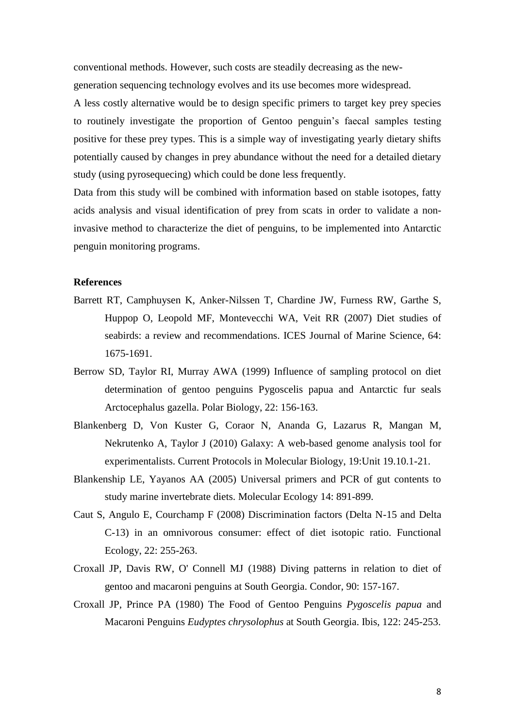conventional methods. However, such costs are steadily decreasing as the new-generation sequencing technology evolves and its use becomes more widespread.

A less costly alternative would be to design specific primers to target key prey species to routinely investigate the proportion of Gentoo penguin's faecal samples testing positive for these prey types. This is a simple way of investigating yearly dietary shifts potentially caused by changes in prey abundance without the need for a detailed dietary study (using pyrosequecing) which could be done less frequently.

Data from this study will be combined with information based on stable isotopes, fatty acids analysis and visual identification of prey from scats in order to validate a non-invasive method to characterize the diet of penguins, to be implemented into Antarctic penguin monitoring programs.

## References

Barrett RT, Camphuysen K, Anker-Nilssen T, Chardine JW, Furness RW, Garthe S, Huppop O, Leopold MF, Montevecchi WA, Veit RR (2007) Diet studies of seabirds: a review and recommendations. ICES Journal of Marine Science, 64: 1675-1691.

Berrow SD, Taylor RI, Murray AWA (1999) Influence of sampling protocol on diet determination of gentoo penguins Pygoscelis papua and Antarctic fur seals Arctocephalus gazella. Polar Biology, 22: 156-163.

Blankenberg D, Von Kuster G, Coraor N, Ananda G, Lazarus R, Mangan M, Nekrutenko A, Taylor J (2010) Galaxy: A web-based genome analysis tool for experimentalists. Current Protocols in Molecular Biology, 19:Unit 19.10.1-21.

Blankenship LE, Yayanos AA (2005) Universal primers and PCR of gut contents to study marine invertebrate diets. Molecular Ecology 14: 891-899.

Caut S, Angulo E, Courchamp F (2008) Discrimination factors (Delta N-15 and Delta C-13) in an omnivorous consumer: effect of diet isotopic ratio. Functional Ecology, 22: 255-263.

Croxall JP, Davis RW, O' Connell MJ (1988) Diving patterns in relation to diet of gentoo and macaroni penguins at South Georgia. Condor, 90: 157-167.

Croxall JP, Prince PA (1980) The Food of Gentoo Penguins *Pygoscelis papua* and Macaroni Penguins *Eudyptes chrysolophus* at South Georgia. Ibis, 122: 245-253.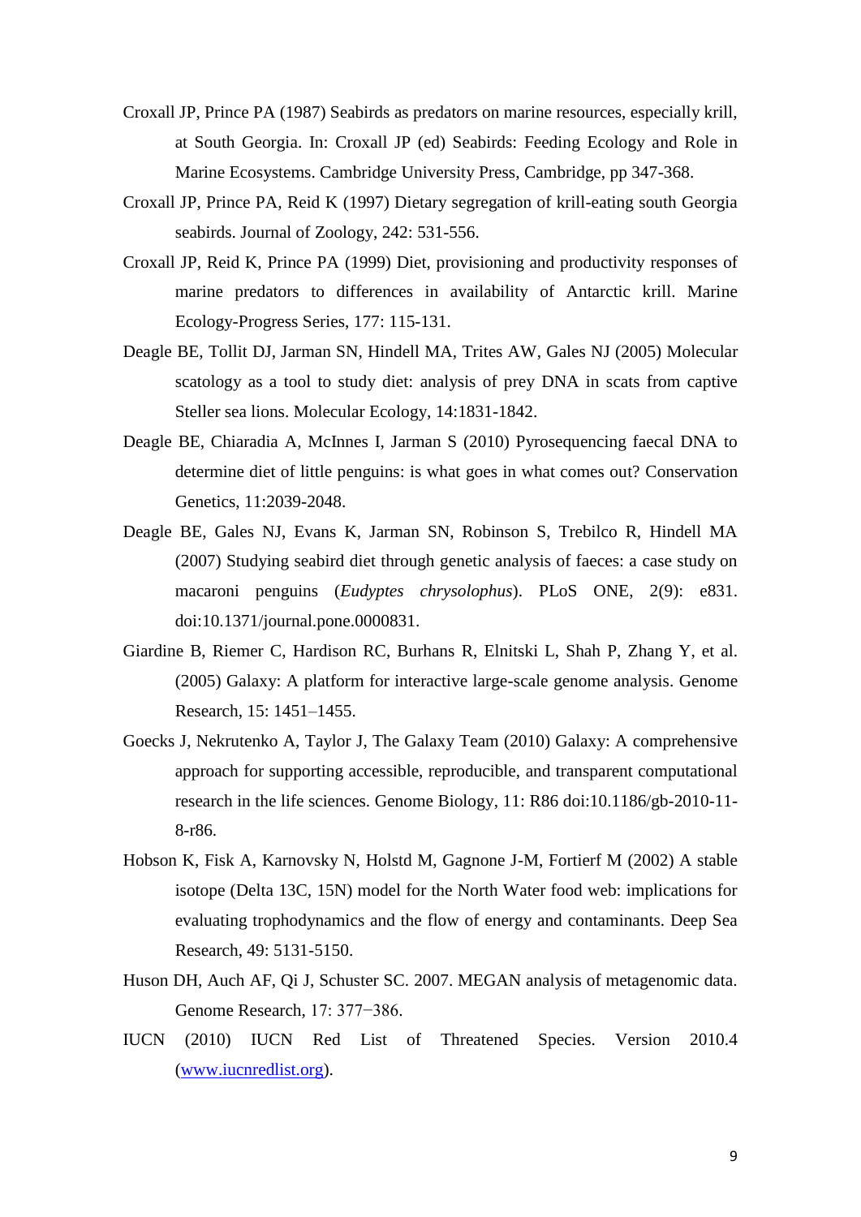Croxall JP, Prince PA (1987) Seabirds as predators on marine resources, especially krill, at South Georgia. In: Croxall JP (ed) Seabirds: Feeding Ecology and Role in Marine Ecosystems. Cambridge University Press, Cambridge, pp 347-368.

Croxall JP, Prince PA, Reid K (1997) Dietary segregation of krill-eating south Georgia seabirds. Journal of Zoology, 242: 531-556.

Croxall JP, Reid K, Prince PA (1999) Diet, provisioning and productivity responses of marine predators to differences in availability of Antarctic krill. Marine Ecology-Progress Series, 177: 115-131.

Deagle BE, Tollit DJ, Jarman SN, Hindell MA, Trites AW, Gales NJ (2005) Molecular scatology as a tool to study diet: analysis of prey DNA in scats from captive Steller sea lions. Molecular Ecology, 14:1831-1842.

Deagle BE, Chiaradia A, McInnes I, Jarman S (2010) Pyrosequencing faecal DNA to determine diet of little penguins: is what goes in what comes out? Conservation Genetics, 11:2039-2048.

Deagle BE, Gales NJ, Evans K, Jarman SN, Robinson S, Trebilco R, Hindell MA (2007) Studying seabird diet through genetic analysis of faeces: a case study on macaroni penguins (*Eudyptes chrysolophus*). PLoS ONE, 2(9): e831. doi:10.1371/journal.pone.0000831.

Giardine B, Riemer C, Hardison RC, Burhans R, Elnitski L, Shah P, Zhang Y, et al. (2005) Galaxy: A platform for interactive large-scale genome analysis. Genome Research, 15: 1451–1455.

Goecks J, Nekrutenko A, Taylor J, The Galaxy Team (2010) Galaxy: A comprehensive approach for supporting accessible, reproducible, and transparent computational research in the life sciences. Genome Biology, 11: R86 doi:10.1186/gb-2010-11-8-r86.

Hobson K, Fisk A, Karnovsky N, Holstd M, Gagnone J-M, Fortierf M (2002) A stable isotope (Delta 13C, 15N) model for the North Water food web: implications for evaluating trophodynamics and the flow of energy and contaminants. Deep Sea Research, 49: 5131-5150.

Huson DH, Auch AF, Qi J, Schuster SC. 2007. MEGAN analysis of metagenomic data. Genome Research, 17: 377−386.

IUCN (2010) IUCN Red List of Threatened Species. Version 2010.4 ([www.iucnredlist.org](www.iucnredlist.org)).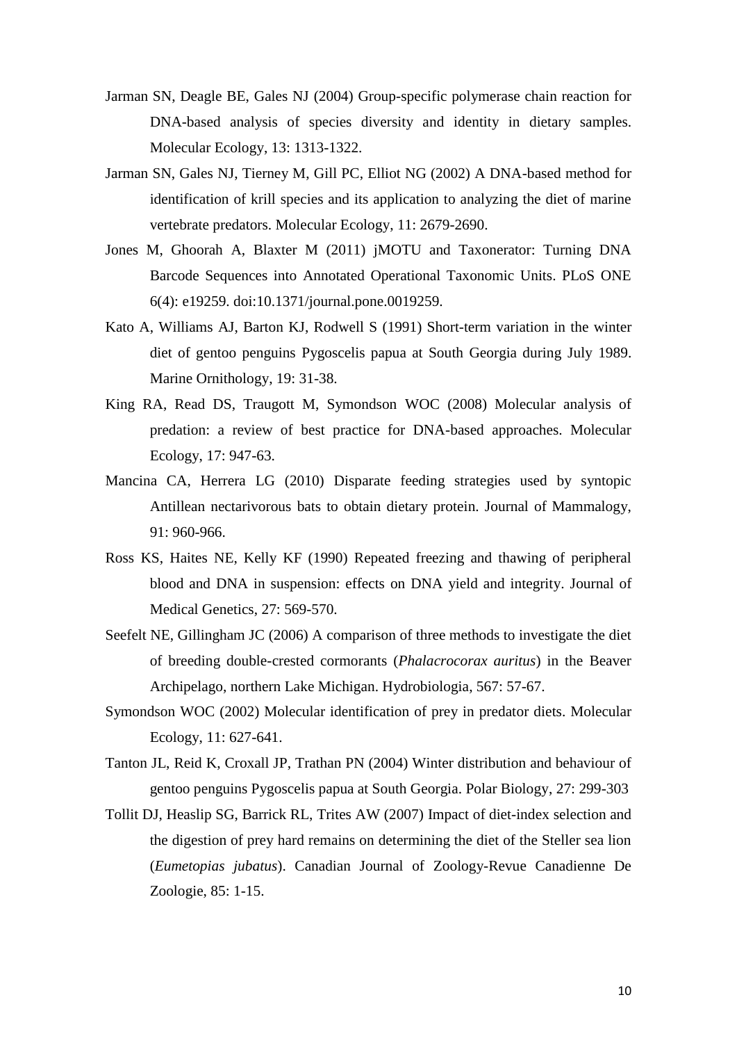Jarman SN, Deagle BE, Gales NJ (2004) Group-specific polymerase chain reaction for DNA-based analysis of species diversity and identity in dietary samples. Molecular Ecology, 13: 1313-1322.

Jarman SN, Gales NJ, Tierney M, Gill PC, Elliot NG (2002) A DNA-based method for identification of krill species and its application to analyzing the diet of marine vertebrate predators. Molecular Ecology, 11: 2679-2690.

Jones M, Ghoorah A, Blaxter M (2011) jMOTU and Taxonerator: Turning DNA Barcode Sequences into Annotated Operational Taxonomic Units. PLoS ONE 6(4): e19259. doi:10.1371/journal.pone.0019259.

Kato A, Williams AJ, Barton KJ, Rodwell S (1991) Short-term variation in the winter diet of gentoo penguins Pygoscelis papua at South Georgia during July 1989. Marine Ornithology, 19: 31-38.

King RA, Read DS, Traugott M, Symondson WOC (2008) Molecular analysis of predation: a review of best practice for DNA-based approaches. Molecular Ecology, 17: 947-63.

Mancina CA, Herrera LG (2010) Disparate feeding strategies used by syntopic Antillean nectarivorous bats to obtain dietary protein. Journal of Mammalogy, 91: 960-966.

Ross KS, Haites NE, Kelly KF (1990) Repeated freezing and thawing of peripheral blood and DNA in suspension: effects on DNA yield and integrity. Journal of Medical Genetics, 27: 569-570.

Seefelt NE, Gillingham JC (2006) A comparison of three methods to investigate the diet of breeding double-crested cormorants (*Phalacrocorax auritus*) in the Beaver Archipelago, northern Lake Michigan. Hydrobiologia, 567: 57-67.

Symondson WOC (2002) Molecular identification of prey in predator diets. Molecular Ecology, 11: 627-641.

Tanton JL, Reid K, Croxall JP, Trathan PN (2004) Winter distribution and behaviour of gentoo penguins Pygoscelis papua at South Georgia. Polar Biology, 27: 299-303

Tollit DJ, Heaslip SG, Barrick RL, Trites AW (2007) Impact of diet-index selection and the digestion of prey hard remains on determining the diet of the Steller sea lion (*Eumetopias jubatus*). Canadian Journal of Zoology-Revue Canadienne De Zoologie, 85: 1-15.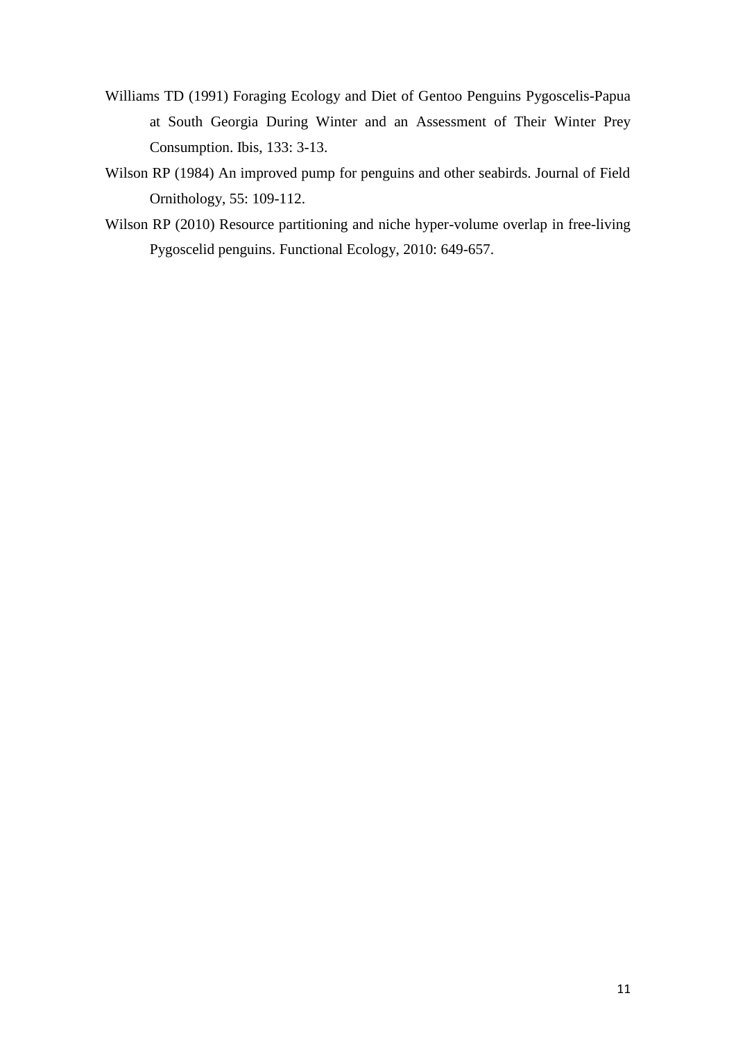Williams TD (1991) Foraging Ecology and Diet of Gentoo Penguins Pygoscelis-Papua at South Georgia During Winter and an Assessment of Their Winter Prey Consumption. Ibis, 133: 3-13.

Wilson RP (1984) An improved pump for penguins and other seabirds. Journal of Field Ornithology, 55: 109-112.

Wilson RP (2010) Resource partitioning and niche hyper-volume overlap in free-living Pygoscelid penguins. Functional Ecology, 2010: 649-657.